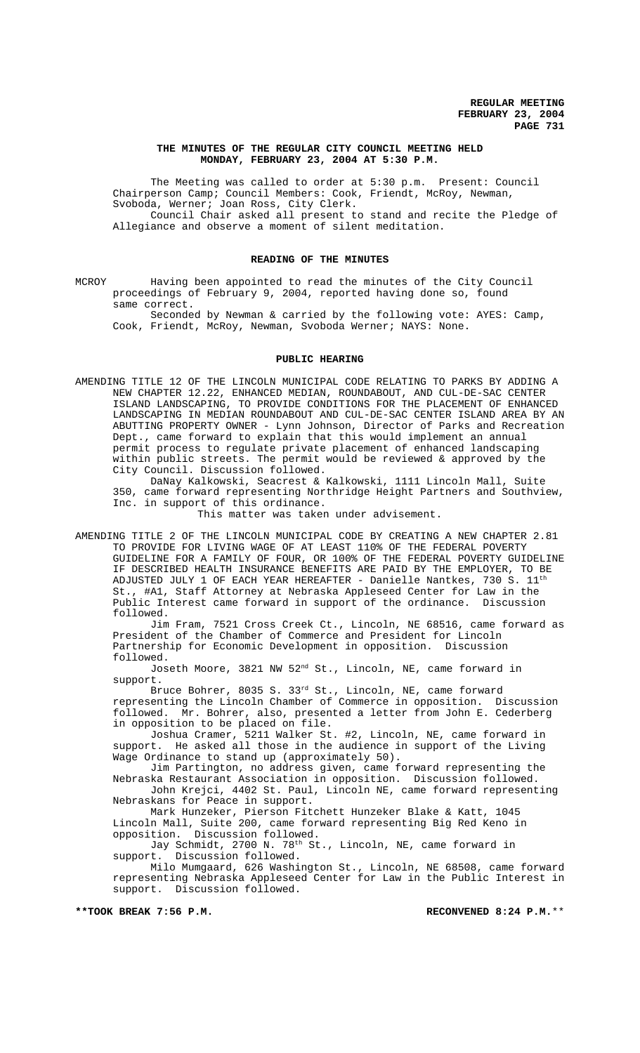**THE MINUTES OF THE REGULAR CITY COUNCIL MEETING HELD MONDAY, FEBRUARY 23, 2004 AT 5:30 P.M.**

The Meeting was called to order at 5:30 p.m. Present: Council Chairperson Camp; Council Members: Cook, Friendt, McRoy, Newman, Svoboda, Werner; Joan Ross, City Clerk.

Council Chair asked all present to stand and recite the Pledge of Allegiance and observe a moment of silent meditation.

**READING OF THE MINUTES**

MCROY Having been appointed to read the minutes of the City Council proceedings of February 9, 2004, reported having done so, found same correct.

Seconded by Newman & carried by the following vote: AYES: Camp, Cook, Friendt, McRoy, Newman, Svoboda Werner; NAYS: None.

**PUBLIC HEARING**

AMENDING TITLE 12 OF THE LINCOLN MUNICIPAL CODE RELATING TO PARKS BY ADDING A NEW CHAPTER 12.22, ENHANCED MEDIAN, ROUNDABOUT, AND CUL-DE-SAC CENTER ISLAND LANDSCAPING, TO PROVIDE CONDITIONS FOR THE PLACEMENT OF ENHANCED LANDSCAPING IN MEDIAN ROUNDABOUT AND CUL-DE-SAC CENTER ISLAND AREA BY AN ABUTTING PROPERTY OWNER - Lynn Johnson, Director of Parks and Recreation Dept., came forward to explain that this would implement an annual permit process to regulate private placement of enhanced landscaping within public streets. The permit would be reviewed & approved by the City Council. Discussion followed.

DaNay Kalkowski, Seacrest & Kalkowski, 1111 Lincoln Mall, Suite 350, came forward representing Northridge Height Partners and Southview, Inc. in support of this ordinance.

This matter was taken under advisement.

AMENDING TITLE 2 OF THE LINCOLN MUNICIPAL CODE BY CREATING A NEW CHAPTER 2.81 TO PROVIDE FOR LIVING WAGE OF AT LEAST 110% OF THE FEDERAL POVERTY GUIDELINE FOR A FAMILY OF FOUR, OR 100% OF THE FEDERAL POVERTY GUIDELINE IF DESCRIBED HEALTH INSURANCE BENEFITS ARE PAID BY THE EMPLOYER, TO BE ADJUSTED JULY 1 OF EACH YEAR HEREAFTER - Danielle Nantkes, 730 S. 11th St., #A1, Staff Attorney at Nebraska Appleseed Center for Law in the Public Interest came forward in support of the ordinance. Discussion followed.

Jim Fram, 7521 Cross Creek Ct., Lincoln, NE 68516, came forward as President of the Chamber of Commerce and President for Lincoln Partnership for Economic Development in opposition. Discussion followed.

Joseph Moore, 3821 NW 52nd St., Lincoln, NE, came forward in support.

Bruce Bohrer, 8035 S. 33rd St., Lincoln, NE, came forward representing the Lincoln Chamber of Commerce in opposition. Discussion followed. Mr. Bohrer, also, presented a letter from John E. Cederberg in opposition to be placed on file.

Joshua Cramer, 5211 Walker St. #2, Lincoln, NE, came forward in support. He asked all those in the audience in support of the Living Wage Ordinance to stand up (approximately 50).

Jim Partington, no address given, came forward representing the Nebraska Restaurant Association in opposition. Discussion followed.

John Krejci, 4402 St. Paul, Lincoln NE, came forward representing Nebraskans for Peace in support.

Mark Hunzeker, Pierson Fitchett Hunzeker Blake & Katt, 1045 Lincoln Mall, Suite 200, came forward representing Big Red Keno in opposition. Discussion followed.

Jay Schmidt, 2700 N. 78th St., Lincoln, NE, came forward in support. Discussion followed.

Milo Mumgaard, 626 Washington St., Lincoln, NE 68508, came forward representing Nebraska Appleseed Center for Law in the Public Interest in support. Discussion followed.

**\*\*TOOK BREAK 7:56 P.M. RECONVENED 8:24 P.M.\*\***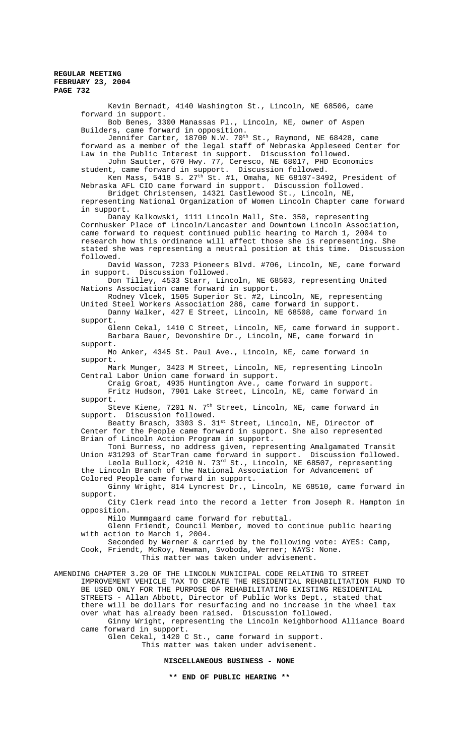Kevin Bernadt, 4140 Washington St., Lincoln, NE 68506, came forward in support.

Bob Benes, 3300 Manassas Pl., Lincoln, NE, owner of Aspen Builders, came forward in opposition.

Jennifer Carter, 18700 N.W. 70th St., Raymond, NE 68428, came forward as a member of the legal staff of Nebraska Appleseed Center for Law in the Public Interest in support. Discussion followed.

John Sautter, 670 Hwy. 77, Ceresco, NE 68017, PHD Economics student, came forward in support. Discussion followed.

Ken Mass, 5418 S. 27th St. #1, Omaha, NE 68107-3492, President of Nebraska AFL CIO came forward in support. Discussion followed.

Bridget Christensen, 14321 Castlewood St., Lincoln, NE, representing National Organization of Women Lincoln Chapter came forward in support.

Danay Kalkowski, 1111 Lincoln Mall, Ste. 350, representing Cornhusker Place of Lincoln/Lancaster and Downtown Lincoln Association, came forward to request continued public hearing to March 1, 2004 to research how this ordinance will affect those she is representing. She stated she was representing a neutral position at this time. Discussion followed.

David Wasson, 7233 Pioneers Blvd. #706, Lincoln, NE, came forward in support. Discussion followed.

Don Tilley, 4533 Starr, Lincoln, NE 68503, representing United Nations Association came forward in support.

Rodney Vlcek, 1505 Superior St. #2, Lincoln, NE, representing United Steel Workers Association 286, came forward in support.

Danny Walker, 427 E Street, Lincoln, NE 68508, came forward in support.

Glenn Cekal, 1410 C Street, Lincoln, NE, came forward in support.

Barbara Bauer, Devonshire Dr., Lincoln, NE, came forward in support.

Mo Anker, 4345 St. Paul Ave., Lincoln, NE, came forward in support.

Mark Munger, 3423 M Street, Lincoln, NE, representing Lincoln Central Labor Union came forward in support.

Craig Groat, 4935 Huntington Ave., came forward in support.

Fritz Hudson, 7901 Lake Street, Lincoln, NE, came forward in support.

Steve Kiene, 7201 N. 7th Street, Lincoln, NE, came forward in support. Discussion followed.

Beatty Brasch, 3303 S. 31st Street, Lincoln, NE, Director of Center for the People came forward in support. She also represented Brian of Lincoln Action Program in support.

Toni Burress, no address given, representing Amalgamated Transit Union #31293 of StarTran came forward in support. Discussion followed.

Leola Bullock, 4210 N. 73rd St., Lincoln, NE 68507, representing the Lincoln Branch of the National Association for Advancement of Colored People came forward in support.

Ginny Wright, 814 Lyncrest Dr., Lincoln, NE 68510, came forward in support.

City Clerk read into the record a letter from Joseph R. Hampton in opposition.

Milo Mummgaard came forward for rebuttal.

Glenn Friendt, Council Member, moved to continue public hearing with action to March 1, 2004.

Seconded by Werner & carried by the following vote: AYES: Camp, Cook, Friendt, McRoy, Newman, Svoboda, Werner; NAYS: None.

This matter was taken under advisement.

AMENDING CHAPTER 3.20 OF THE LINCOLN MUNICIPAL CODE RELATING TO STREET IMPROVEMENT VEHICLE TAX TO CREATE THE RESIDENTIAL REHABILITATION FUND TO BE USED ONLY FOR THE PURPOSE OF REHABILITATING EXISTING RESIDENTIAL STREETS - Allan Abbott, Director of Public Works Dept., stated that there will be dollars for resurfacing and no increase in the wheel tax over what has already been raised. Discussion followed.

Ginny Wright, representing the Lincoln Neighborhood Alliance Board came forward in support.

Glen Cekal, 1420 C St., came forward in support.

This matter was taken under advisement.

**MISCELLANEOUS BUSINESS - NONE**

**\*\* END OF PUBLIC HEARING \*\***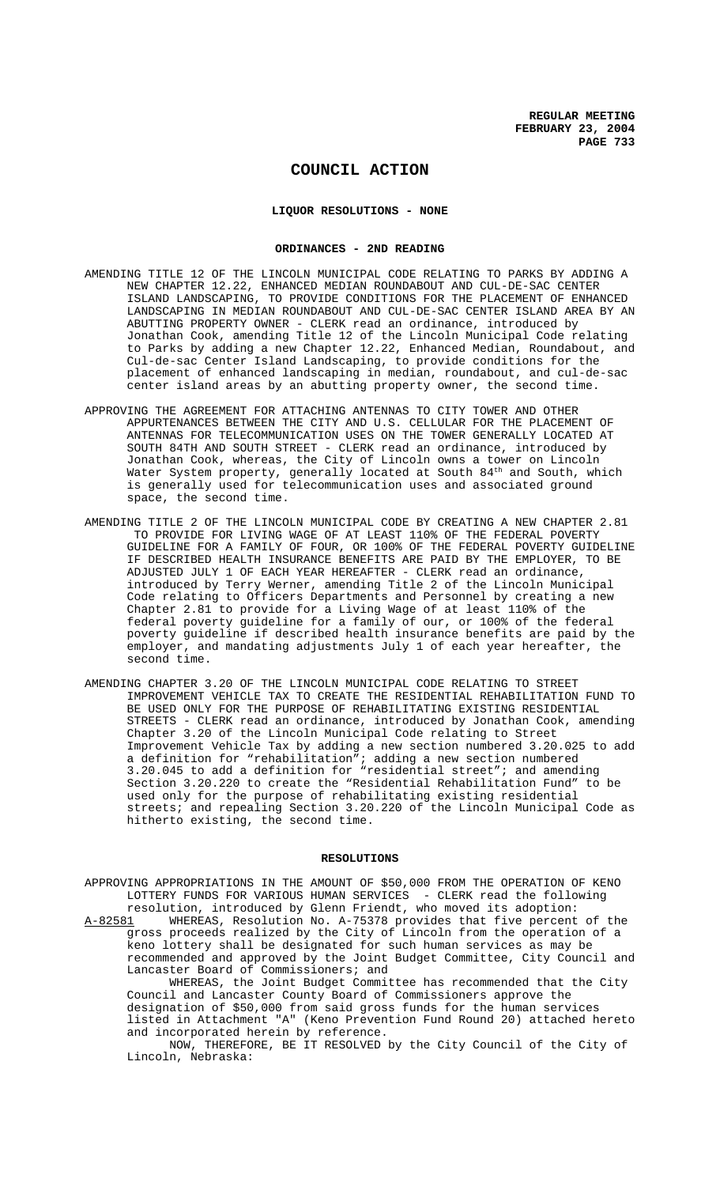# COUNCIL ACTION

## LIQUOR RESOLUTIONS - NONE

## ORDINANCES - 2ND READING

AMENDING TITLE 12 OF THE LINCOLN MUNICIPAL CODE RELATING TO PARKS BY ADDING A NEW CHAPTER 12.22, ENHANCED MEDIAN ROUNDABOUT AND CUL-DE-SAC CENTER ISLAND LANDSCAPING, TO PROVIDE CONDITIONS FOR THE PLACEMENT OF ENHANCED LANDSCAPING IN MEDIAN ROUNDABOUT AND CUL-DE-SAC CENTER ISLAND AREA BY AN ABUTTING PROPERTY OWNER - CLERK read an ordinance, introduced by Jonathan Cook, amending Title 12 of the Lincoln Municipal Code relating to Parks by adding a new Chapter 12.22, Enhanced Median, Roundabout, and Cul-de-sac Center Island Landscaping, to provide conditions for the placement of enhanced landscaping in median, roundabout, and cul-de-sac center island areas by an abutting property owner, the second time.

APPROVING THE AGREEMENT FOR ATTACHING ANTENNAS TO CITY TOWER AND OTHER APPURTENANCES BETWEEN THE CITY AND U.S. CELLULAR FOR THE PLACEMENT OF ANTENNAS FOR TELECOMMUNICATION USES ON THE TOWER GENERALLY LOCATED AT SOUTH 84TH AND SOUTH STREET - CLERK read an ordinance, introduced by Jonathan Cook, whereas, the City of Lincoln owns a tower on Lincoln Water System property, generally located at South 84th and South, which is generally used for telecommunication uses and associated ground space, the second time.

AMENDING TITLE 2 OF THE LINCOLN MUNICIPAL CODE BY CREATING A NEW CHAPTER 2.81 TO PROVIDE FOR LIVING WAGE OF AT LEAST 110% OF THE FEDERAL POVERTY GUIDELINE FOR A FAMILY OF FOUR, OR 100% OF THE FEDERAL POVERTY GUIDELINE IF DESCRIBED HEALTH INSURANCE BENEFITS ARE PAID BY THE EMPLOYER, TO BE ADJUSTED JULY 1 OF EACH YEAR HEREAFTER - CLERK read an ordinance, introduced by Terry Werner, amending Title 2 of the Lincoln Municipal Code relating to Officers Departments and Personnel by creating a new Chapter 2.81 to provide for a Living Wage of at least 110% of the federal poverty guideline for a family of our, or 100% of the federal poverty guideline if described health insurance benefits are paid by the employer, and mandating adjustments July 1 of each year hereafter, the second time.

AMENDING CHAPTER 3.20 OF THE LINCOLN MUNICIPAL CODE RELATING TO STREET IMPROVEMENT VEHICLE TAX TO CREATE THE RESIDENTIAL REHABILITATION FUND TO BE USED ONLY FOR THE PURPOSE OF REHABILITATING EXISTING RESIDENTIAL STREETS - CLERK read an ordinance, introduced by Jonathan Cook, amending Chapter 3.20 of the Lincoln Municipal Code relating to Street Improvement Vehicle Tax by adding a new section numbered 3.20.025 to add a definition for "rehabilitation"; adding a new section numbered 3.20.045 to add a definition for "residential street"; and amending Section 3.20.220 to create the "Residential Rehabilitation Fund" to be used only for the purpose of rehabilitating existing residential streets; and repealing Section 3.20.220 of the Lincoln Municipal Code as hitherto existing, the second time.

## RESOLUTIONS

APPROVING APPROPRIATIONS IN THE AMOUNT OF $50,000 FROM THE OPERATION OF KENO LOTTERY FUNDS FOR VARIOUS HUMAN SERVICES - CLERK read the following resolution, introduced by Glenn Friendt, who moved its adoption:

A-82581 WHEREAS, Resolution No. A-75378 provides that five percent of the gross proceeds realized by the City of Lincoln from the operation of a keno lottery shall be designated for such human services as may be recommended and approved by the Joint Budget Committee, City Council and Lancaster Board of Commissioners; and

WHEREAS, the Joint Budget Committee has recommended that the City Council and Lancaster County Board of Commissioners approve the designation of $50,000 from said gross funds for the human services listed in Attachment "A" (Keno Prevention Fund Round 20) attached hereto and incorporated herein by reference.

NOW, THEREFORE, BE IT RESOLVED by the City Council of the City of Lincoln, Nebraska: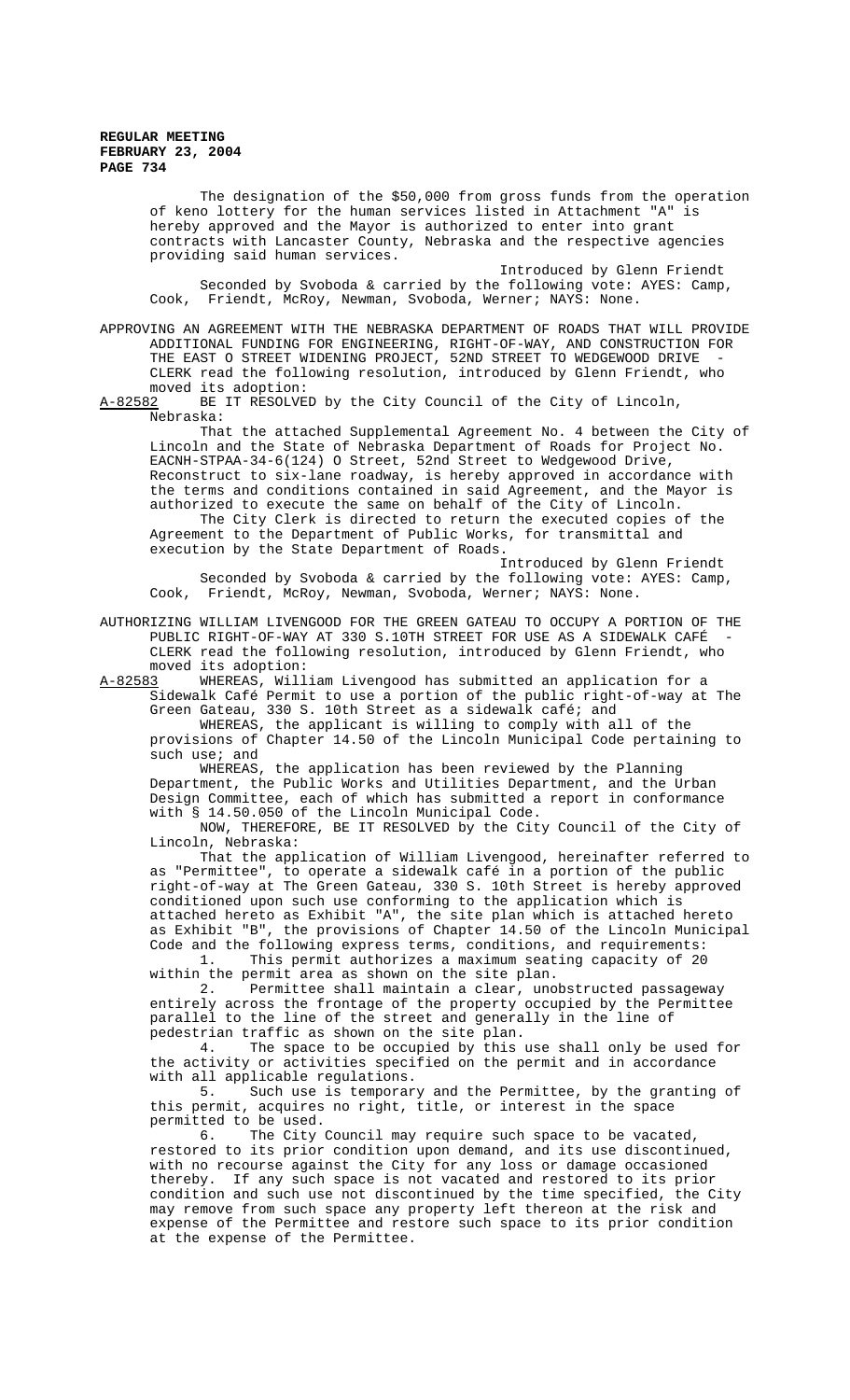The designation of the $50,000 from gross funds from the operation of keno lottery for the human services listed in Attachment "A" is hereby approved and the Mayor is authorized to enter into grant contracts with Lancaster County, Nebraska and the respective agencies providing said human services.

Introduced by Glenn Friendt

Seconded by Svoboda & carried by the following vote: AYES: Camp, Cook, Friendt, McRoy, Newman, Svoboda, Werner; NAYS: None.

APPROVING AN AGREEMENT WITH THE NEBRASKA DEPARTMENT OF ROADS THAT WILL PROVIDE ADDITIONAL FUNDING FOR ENGINEERING, RIGHT-OF-WAY, AND CONSTRUCTION FOR THE EAST O STREET WIDENING PROJECT, 52ND STREET TO WEDGEWOOD DRIVE - CLERK read the following resolution, introduced by Glenn Friendt, who moved its adoption:

A-82582 BE IT RESOLVED by the City Council of the City of Lincoln, Nebraska:

That the attached Supplemental Agreement No. 4 between the City of Lincoln and the State of Nebraska Department of Roads for Project No. EACNH-STPAA-34-6(124) O Street, 52nd Street to Wedgewood Drive, Reconstruct to six-lane roadway, is hereby approved in accordance with the terms and conditions contained in said Agreement, and the Mayor is authorized to execute the same on behalf of the City of Lincoln.

The City Clerk is directed to return the executed copies of the Agreement to the Department of Public Works, for transmittal and execution by the State Department of Roads.

Introduced by Glenn Friendt

Seconded by Svoboda & carried by the following vote: AYES: Camp, Cook, Friendt, McRoy, Newman, Svoboda, Werner; NAYS: None.

AUTHORIZING WILLIAM LIVENGOOD FOR THE GREEN GATEAU TO OCCUPY A PORTION OF THE PUBLIC RIGHT-OF-WAY AT 330 S.10TH STREET FOR USE AS A SIDEWALK CAFÉ - CLERK read the following resolution, introduced by Glenn Friendt, who moved its adoption:

A-82583 WHEREAS, William Livengood has submitted an application for a Sidewalk Café Permit to use a portion of the public right-of-way at The Green Gateau, 330 S. 10th Street as a sidewalk café; and

WHEREAS, the applicant is willing to comply with all of the provisions of Chapter 14.50 of the Lincoln Municipal Code pertaining to such use; and

WHEREAS, the application has been reviewed by the Planning Department, the Public Works and Utilities Department, and the Urban Design Committee, each of which has submitted a report in conformance with § 14.50.050 of the Lincoln Municipal Code.

NOW, THEREFORE, BE IT RESOLVED by the City Council of the City of Lincoln, Nebraska:

That the application of William Livengood, hereinafter referred to as "Permittee", to operate a sidewalk café in a portion of the public right-of-way at The Green Gateau, 330 S. 10th Street is hereby approved conditioned upon such use conforming to the application which is attached hereto as Exhibit "A", the site plan which is attached hereto as Exhibit "B", the provisions of Chapter 14.50 of the Lincoln Municipal Code and the following express terms, conditions, and requirements:

1. This permit authorizes a maximum seating capacity of 20 within the permit area as shown on the site plan.

2. Permittee shall maintain a clear, unobstructed passageway entirely across the frontage of the property occupied by the Permittee parallel to the line of the street and generally in the line of pedestrian traffic as shown on the site plan.

4. The space to be occupied by this use shall only be used for the activity or activities specified on the permit and in accordance with all applicable regulations.

5. Such use is temporary and the Permittee, by the granting of this permit, acquires no right, title, or interest in the space permitted to be used.

6. The City Council may require such space to be vacated, restored to its prior condition upon demand, and its use discontinued, with no recourse against the City for any loss or damage occasioned thereby. If any such space is not vacated and restored to its prior condition and such use not discontinued by the time specified, the City may remove from such space any property left thereon at the risk and expense of the Permittee and restore such space to its prior condition at the expense of the Permittee.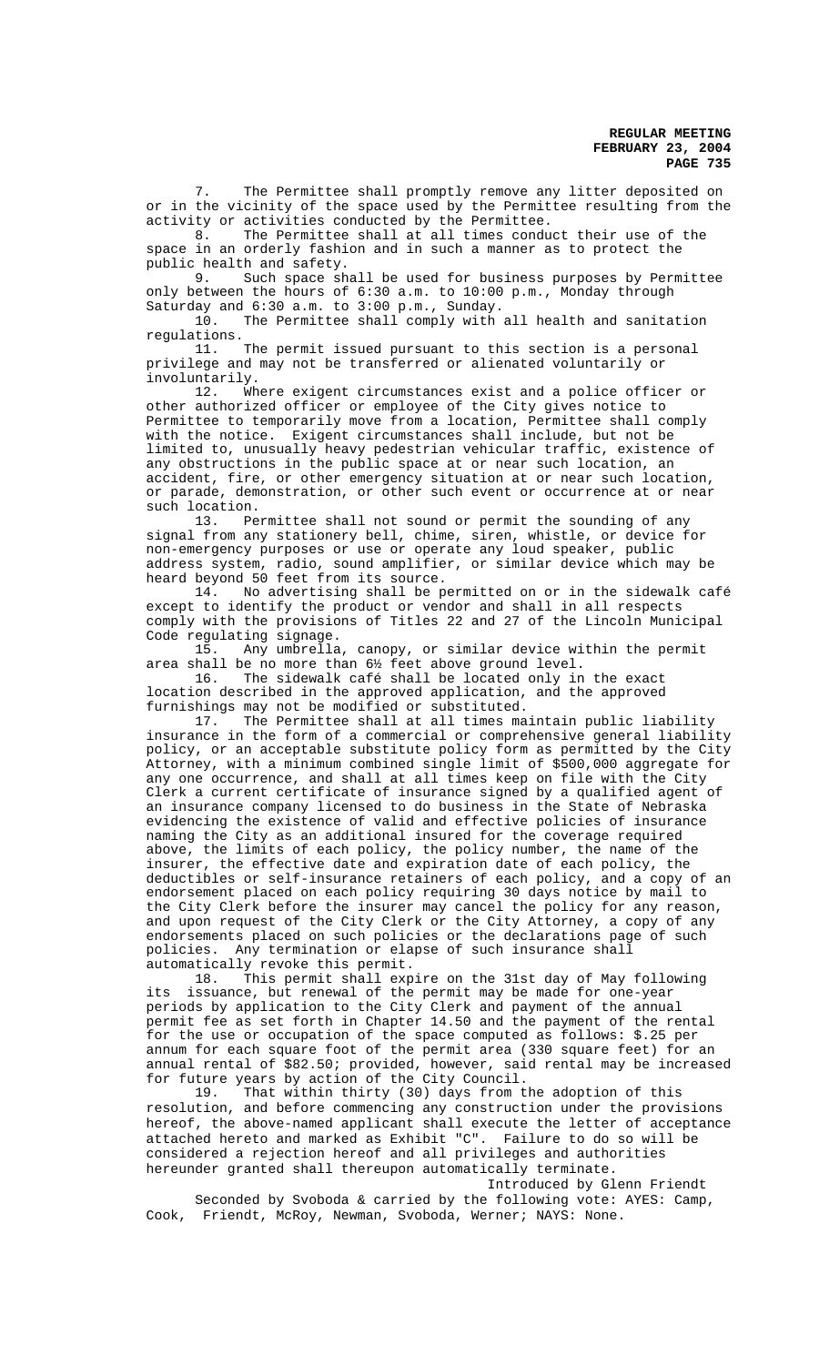7. The Permittee shall promptly remove any litter deposited on or in the vicinity of the space used by the Permittee resulting from the activity or activities conducted by the Permittee.

8. The Permittee shall at all times conduct their use of the space in an orderly fashion and in such a manner as to protect the public health and safety.

9. Such space shall be used for business purposes by Permittee only between the hours of 6:30 a.m. to 10:00 p.m., Monday through Saturday and 6:30 a.m. to 3:00 p.m., Sunday.

10. The Permittee shall comply with all health and sanitation regulations.

11. The permit issued pursuant to this section is a personal privilege and may not be transferred or alienated voluntarily or involuntarily.

12. Where exigent circumstances exist and a police officer or other authorized officer or employee of the City gives notice to Permittee to temporarily move from a location, Permittee shall comply with the notice. Exigent circumstances shall include, but not be limited to, unusually heavy pedestrian vehicular traffic, existence of any obstructions in the public space at or near such location, an accident, fire, or other emergency situation at or near such location, or parade, demonstration, or other such event or occurrence at or near such location.

13. Permittee shall not sound or permit the sounding of any signal from any stationery bell, chime, siren, whistle, or device for non-emergency purposes or use or operate any loud speaker, public address system, radio, sound amplifier, or similar device which may be heard beyond 50 feet from its source.

14. No advertising shall be permitted on or in the sidewalk café except to identify the product or vendor and shall in all respects comply with the provisions of Titles 22 and 27 of the Lincoln Municipal Code regulating signage.

15. Any umbrella, canopy, or similar device within the permit area shall be no more than 6½ feet above ground level.

16. The sidewalk café shall be located only in the exact location described in the approved application, and the approved furnishings may not be modified or substituted.

17. The Permittee shall at all times maintain public liability insurance in the form of a commercial or comprehensive general liability policy, or an acceptable substitute policy form as permitted by the City Attorney, with a minimum combined single limit of $500,000 aggregate for any one occurrence, and shall at all times keep on file with the City Clerk a current certificate of insurance signed by a qualified agent of an insurance company licensed to do business in the State of Nebraska evidencing the existence of valid and effective policies of insurance naming the City as an additional insured for the coverage required above, the limits of each policy, the policy number, the name of the insurer, the effective date and expiration date of each policy, the deductibles or self-insurance retainers of each policy, and a copy of an endorsement placed on each policy requiring 30 days notice by mail to the City Clerk before the insurer may cancel the policy for any reason, and upon request of the City Clerk or the City Attorney, a copy of any endorsements placed on such policies or the declarations page of such policies. Any termination or elapse of such insurance shall automatically revoke this permit.

18. This permit shall expire on the 31st day of May following its issuance, but renewal of the permit may be made for one-year periods by application to the City Clerk and payment of the annual permit fee as set forth in Chapter 14.50 and the payment of the rental for the use or occupation of the space computed as follows: $.25 per annum for each square foot of the permit area (330 square feet) for an annual rental of $82.50; provided, however, said rental may be increased for future years by action of the City Council.

19. That within thirty (30) days from the adoption of this resolution, and before commencing any construction under the provisions hereof, the above-named applicant shall execute the letter of acceptance attached hereto and marked as Exhibit "C". Failure to do so will be considered a rejection hereof and all privileges and authorities hereunder granted shall thereupon automatically terminate.

Introduced by Glenn Friendt

Seconded by Svoboda & carried by the following vote: AYES: Camp, Cook, Friendt, McRoy, Newman, Svoboda, Werner; NAYS: None.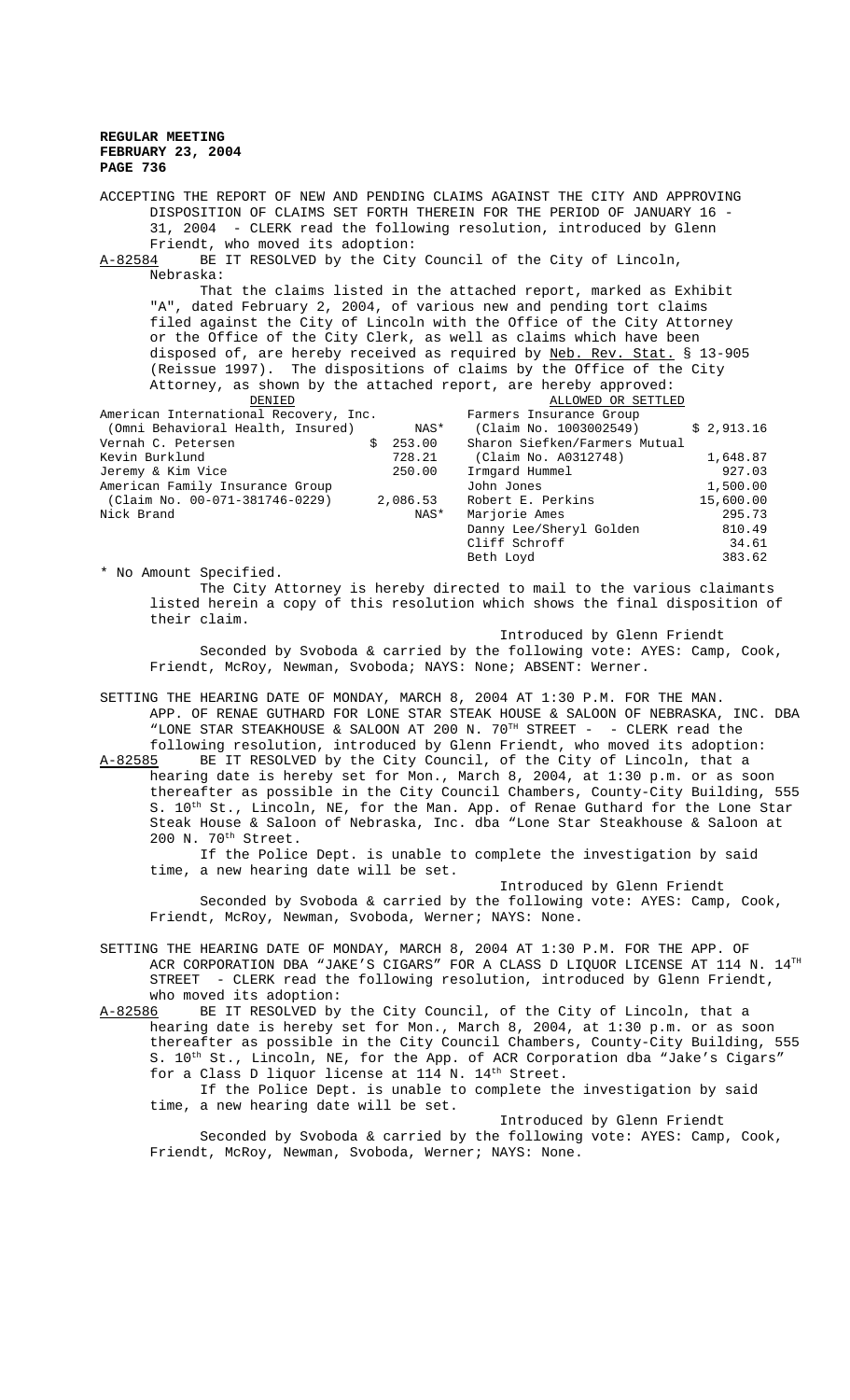ACCEPTING THE REPORT OF NEW AND PENDING CLAIMS AGAINST THE CITY AND APPROVING DISPOSITION OF CLAIMS SET FORTH THEREIN FOR THE PERIOD OF JANUARY 16 - 31, 2004 - CLERK read the following resolution, introduced by Glenn Friendt, who moved its adoption:

A-82584 BE IT RESOLVED by the City Council of the City of Lincoln, Nebraska:

That the claims listed in the attached report, marked as Exhibit "A", dated February 2, 2004, of various new and pending tort claims filed against the City of Lincoln with the Office of the City Attorney or the Office of the City Clerk, as well as claims which have been disposed of, are hereby received as required by Neb. Rev. Stat. § 13-905 (Reissue 1997). The dispositions of claims by the Office of the City Attorney, as shown by the attached report, are hereby approved:

| DENIED | | ALLOWED OR SETTLED | |
|---|---|---|---|
| American International Recovery, Inc. (Omni Behavioral Health, Insured) | NAS* | Farmers Insurance Group (Claim No. 1003002549) | $ 2,913.16 |
| Vernah C. Petersen | $ 253.00 | Sharon Siefken/Farmers Mutual (Claim No. A0312748) | 1,648.87 |
| Kevin Burklund | 728.21 | Irmgard Hummel | 927.03 |
| Jeremy & Kim Vice | 250.00 | John Jones | 1,500.00 |
| American Family Insurance Group (Claim No. 00-071-381746-0229) | 2,086.53 | Robert E. Perkins | 15,600.00 |
| Nick Brand | NAS* | Marjorie Ames | 295.73 |
| | | Danny Lee/Sheryl Golden | 810.49 |
| | | Cliff Schroff | 34.61 |
| | | Beth Loyd | 383.62 |

* No Amount Specified.

The City Attorney is hereby directed to mail to the various claimants listed herein a copy of this resolution which shows the final disposition of their claim.

Introduced by Glenn Friendt

Seconded by Svoboda & carried by the following vote: AYES: Camp, Cook, Friendt, McRoy, Newman, Svoboda; NAYS: None; ABSENT: Werner.

SETTING THE HEARING DATE OF MONDAY, MARCH 8, 2004 AT 1:30 P.M. FOR THE MAN. APP. OF RENAE GUTHARD FOR LONE STAR STEAK HOUSE & SALOON OF NEBRASKA, INC. DBA "LONE STAR STEAKHOUSE & SALOON AT 200 N. 70TH STREET - - CLERK read the following resolution, introduced by Glenn Friendt, who moved its adoption:

A-82585 BE IT RESOLVED by the City Council, of the City of Lincoln, that a hearing date is hereby set for Mon., March 8, 2004, at 1:30 p.m. or as soon thereafter as possible in the City Council Chambers, County-City Building, 555 S. 10th St., Lincoln, NE, for the Man. App. of Renae Guthard for the Lone Star Steak House & Saloon of Nebraska, Inc. dba "Lone Star Steakhouse & Saloon at 200 N. 70th Street.

If the Police Dept. is unable to complete the investigation by said time, a new hearing date will be set.

Introduced by Glenn Friendt

Seconded by Svoboda & carried by the following vote: AYES: Camp, Cook, Friendt, McRoy, Newman, Svoboda, Werner; NAYS: None.

SETTING THE HEARING DATE OF MONDAY, MARCH 8, 2004 AT 1:30 P.M. FOR THE APP. OF ACR CORPORATION DBA "JAKE'S CIGARS" FOR A CLASS D LIQUOR LICENSE AT 114 N. 14TH STREET - CLERK read the following resolution, introduced by Glenn Friendt, who moved its adoption:

A-82586 BE IT RESOLVED by the City Council, of the City of Lincoln, that a hearing date is hereby set for Mon., March 8, 2004, at 1:30 p.m. or as soon thereafter as possible in the City Council Chambers, County-City Building, 555 S. 10th St., Lincoln, NE, for the App. of ACR Corporation dba "Jake's Cigars" for a Class D liquor license at 114 N. 14th Street.

If the Police Dept. is unable to complete the investigation by said time, a new hearing date will be set.

Introduced by Glenn Friendt

Seconded by Svoboda & carried by the following vote: AYES: Camp, Cook, Friendt, McRoy, Newman, Svoboda, Werner; NAYS: None.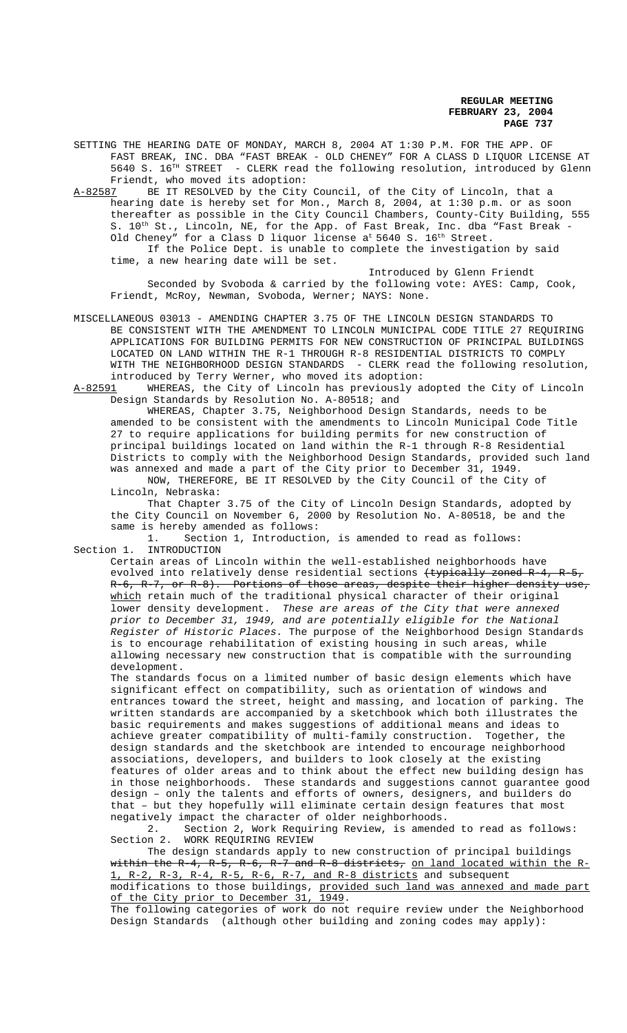SETTING THE HEARING DATE OF MONDAY, MARCH 8, 2004 AT 1:30 P.M. FOR THE APP. OF FAST BREAK, INC. DBA "FAST BREAK - OLD CHENEY" FOR A CLASS D LIQUOR LICENSE AT 5640 S. 16TH STREET - CLERK read the following resolution, introduced by Glenn Friendt, who moved its adoption:

A-82587 BE IT RESOLVED by the City Council, of the City of Lincoln, that a hearing date is hereby set for Mon., March 8, 2004, at 1:30 p.m. or as soon thereafter as possible in the City Council Chambers, County-City Building, 555 S. 10th St., Lincoln, NE, for the App. of Fast Break, Inc. dba "Fast Break - Old Cheney" for a Class D liquor license at 5640 S. 16th Street.

If the Police Dept. is unable to complete the investigation by said time, a new hearing date will be set.

Introduced by Glenn Friendt

Seconded by Svoboda & carried by the following vote: AYES: Camp, Cook, Friendt, McRoy, Newman, Svoboda, Werner; NAYS: None.

MISCELLANEOUS 03013 - AMENDING CHAPTER 3.75 OF THE LINCOLN DESIGN STANDARDS TO BE CONSISTENT WITH THE AMENDMENT TO LINCOLN MUNICIPAL CODE TITLE 27 REQUIRING APPLICATIONS FOR BUILDING PERMITS FOR NEW CONSTRUCTION OF PRINCIPAL BUILDINGS LOCATED ON LAND WITHIN THE R-1 THROUGH R-8 RESIDENTIAL DISTRICTS TO COMPLY WITH THE NEIGHBORHOOD DESIGN STANDARDS - CLERK read the following resolution, introduced by Terry Werner, who moved its adoption:

A-82591 WHEREAS, the City of Lincoln has previously adopted the City of Lincoln Design Standards by Resolution No. A-80518; and

WHEREAS, Chapter 3.75, Neighborhood Design Standards, needs to be amended to be consistent with the amendments to Lincoln Municipal Code Title 27 to require applications for building permits for new construction of principal buildings located on land within the R-1 through R-8 Residential Districts to comply with the Neighborhood Design Standards, provided such land was annexed and made a part of the City prior to December 31, 1949.

NOW, THEREFORE, BE IT RESOLVED by the City Council of the City of Lincoln, Nebraska:

That Chapter 3.75 of the City of Lincoln Design Standards, adopted by the City Council on November 6, 2000 by Resolution No. A-80518, be and the same is hereby amended as follows:

1. Section 1, Introduction, is amended to read as follows:

Section 1. INTRODUCTION

Certain areas of Lincoln within the well-established neighborhoods have evolved into relatively dense residential sections ~~(typically zoned R-4, R-5, R-6, R-7, or R-8). Portions of those areas, despite their higher density use,~~ which retain much of the traditional physical character of their original lower density development. *These are areas of the City that were annexed prior to December 31, 1949, and are potentially eligible for the National Register of Historic Places.* The purpose of the Neighborhood Design Standards is to encourage rehabilitation of existing housing in such areas, while allowing necessary new construction that is compatible with the surrounding development.

The standards focus on a limited number of basic design elements which have significant effect on compatibility, such as orientation of windows and entrances toward the street, height and massing, and location of parking. The written standards are accompanied by a sketchbook which both illustrates the basic requirements and makes suggestions of additional means and ideas to achieve greater compatibility of multi-family construction. Together, the design standards and the sketchbook are intended to encourage neighborhood associations, developers, and builders to look closely at the existing features of older areas and to think about the effect new building design has in those neighborhoods. These standards and suggestions cannot guarantee good design – only the talents and efforts of owners, designers, and builders do that – but they hopefully will eliminate certain design features that most negatively impact the character of older neighborhoods.

2. Section 2, Work Requiring Review, is amended to read as follows:

Section 2. WORK REQUIRING REVIEW

The design standards apply to new construction of principal buildings ~~within the R-4, R-5, R-6, R-7 and R-8 districts,~~ <u>on land located within the R-1, R-2, R-3, R-4, R-5, R-6, R-7, and R-8 districts</u> and subsequent modifications to those buildings, <u>provided such land was annexed and made part of the City prior to December 31, 1949</u>.

The following categories of work do not require review under the Neighborhood Design Standards (although other building and zoning codes may apply):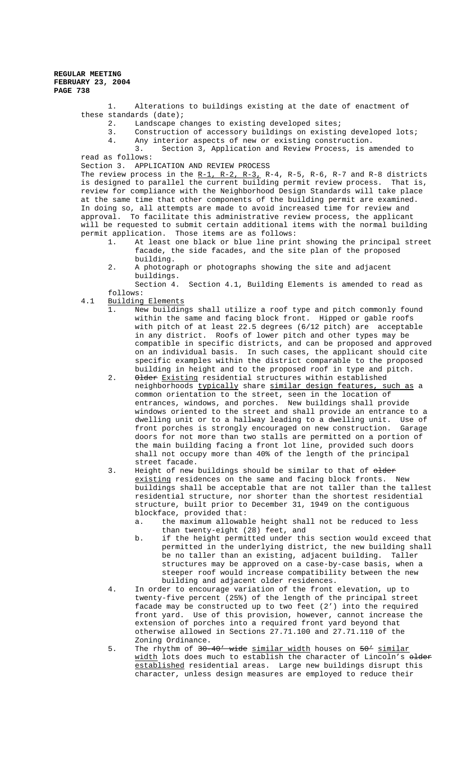1. Alterations to buildings existing at the date of enactment of these standards (date);
2. Landscape changes to existing developed sites;
3. Construction of accessory buildings on existing developed lots;
4. Any interior aspects of new or existing construction.

3. Section 3, Application and Review Process, is amended to read as follows:

Section 3. APPLICATION AND REVIEW PROCESS

The review process in the R-1, R-2, R-3, R-4, R-5, R-6, R-7 and R-8 districts is designed to parallel the current building permit review process. That is, review for compliance with the Neighborhood Design Standards will take place at the same time that other components of the building permit are examined. In doing so, all attempts are made to avoid increased time for review and approval. To facilitate this administrative review process, the applicant will be requested to submit certain additional items with the normal building permit application. Those items are as follows:

1. At least one black or blue line print showing the principal street facade, the side facades, and the site plan of the proposed building.
2. A photograph or photographs showing the site and adjacent buildings.

Section 4. Section 4.1, Building Elements is amended to read as follows:

4.1 Building Elements

1. New buildings shall utilize a roof type and pitch commonly found within the same and facing block front. Hipped or gable roofs with pitch of at least 22.5 degrees (6/12 pitch) are acceptable in any district. Roofs of lower pitch and other types may be compatible in specific districts, and can be proposed and approved on an individual basis. In such cases, the applicant should cite specific examples within the district comparable to the proposed building in height and to the proposed roof in type and pitch.
2. ~~Older~~ Existing residential structures within established neighborhoods typically share similar design features, such as a common orientation to the street, seen in the location of entrances, windows, and porches. New buildings shall provide windows oriented to the street and shall provide an entrance to a dwelling unit or to a hallway leading to a dwelling unit. Use of front porches is strongly encouraged on new construction. Garage doors for not more than two stalls are permitted on a portion of the main building facing a front lot line, provided such doors shall not occupy more than 40% of the length of the principal street facade.
3. Height of new buildings should be similar to that of ~~older~~ existing residences on the same and facing block fronts. New buildings shall be acceptable that are not taller than the tallest residential structure, nor shorter than the shortest residential structure, built prior to December 31, 1949 on the contiguous blockface, provided that:
   a. the maximum allowable height shall not be reduced to less than twenty-eight (28) feet, and
   b. if the height permitted under this section would exceed that permitted in the underlying district, the new building shall be no taller than an existing, adjacent building. Taller structures may be approved on a case-by-case basis, when a steeper roof would increase compatibility between the new building and adjacent older residences.
4. In order to encourage variation of the front elevation, up to twenty-five percent (25%) of the length of the principal street facade may be constructed up to two feet (2') into the required front yard. Use of this provision, however, cannot increase the extension of porches into a required front yard beyond that otherwise allowed in Sections 27.71.100 and 27.71.110 of the Zoning Ordinance.
5. The rhythm of ~~30-40' wide~~ similar width houses on ~~50'~~ similar width lots does much to establish the character of Lincoln's ~~older~~ established residential areas. Large new buildings disrupt this character, unless design measures are employed to reduce their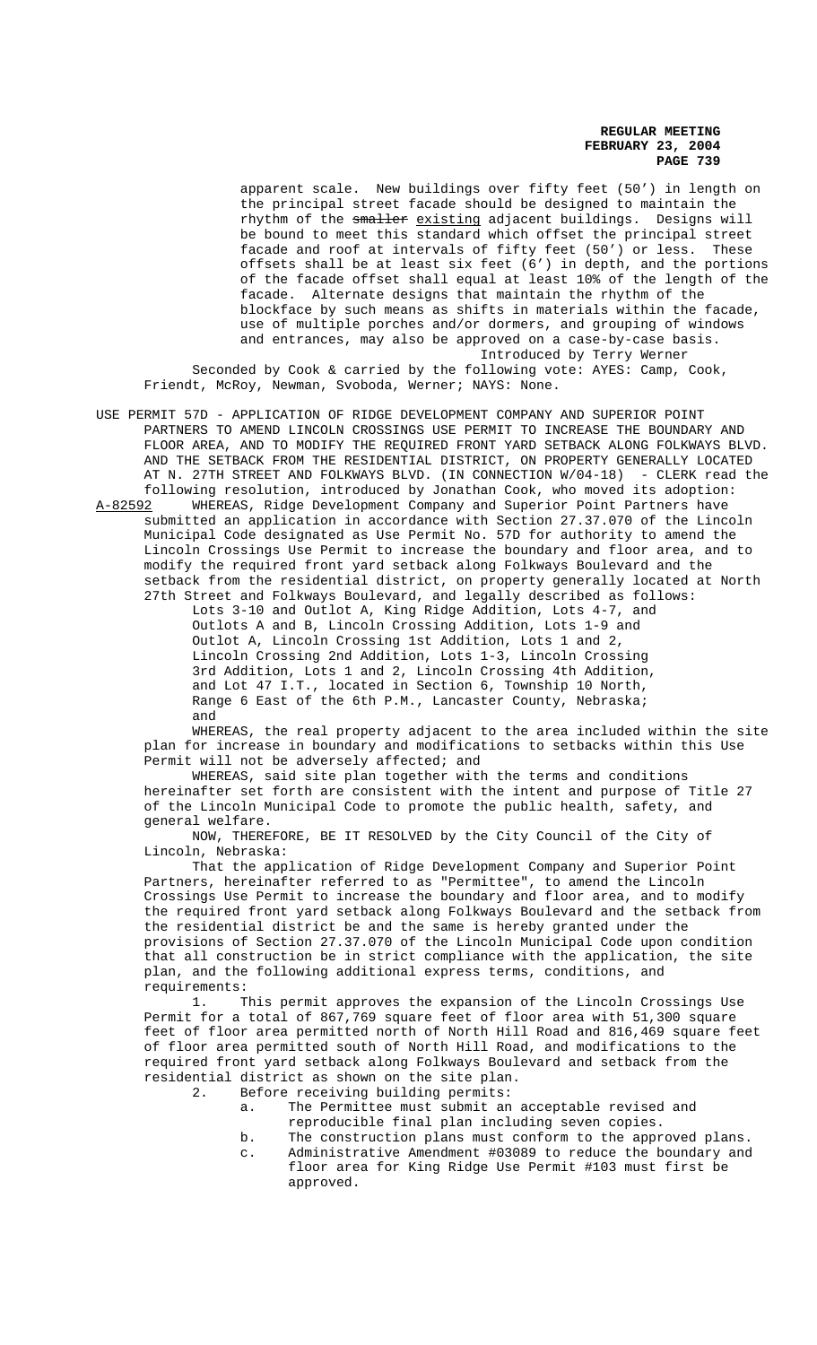apparent scale. New buildings over fifty feet (50') in length on the principal street facade should be designed to maintain the rhythm of the ~~smaller~~ existing adjacent buildings. Designs will be bound to meet this standard which offset the principal street facade and roof at intervals of fifty feet (50') or less. These offsets shall be at least six feet (6') in depth, and the portions of the facade offset shall equal at least 10% of the length of the facade. Alternate designs that maintain the rhythm of the blockface by such means as shifts in materials within the facade, use of multiple porches and/or dormers, and grouping of windows and entrances, may also be approved on a case-by-case basis.

Introduced by Terry Werner

Seconded by Cook & carried by the following vote: AYES: Camp, Cook, Friendt, McRoy, Newman, Svoboda, Werner; NAYS: None.

USE PERMIT 57D - APPLICATION OF RIDGE DEVELOPMENT COMPANY AND SUPERIOR POINT PARTNERS TO AMEND LINCOLN CROSSINGS USE PERMIT TO INCREASE THE BOUNDARY AND FLOOR AREA, AND TO MODIFY THE REQUIRED FRONT YARD SETBACK ALONG FOLKWAYS BLVD. AND THE SETBACK FROM THE RESIDENTIAL DISTRICT, ON PROPERTY GENERALLY LOCATED AT N. 27TH STREET AND FOLKWAYS BLVD. (IN CONNECTION W/04-18) - CLERK read the following resolution, introduced by Jonathan Cook, who moved its adoption:

A-82592 WHEREAS, Ridge Development Company and Superior Point Partners have submitted an application in accordance with Section 27.37.070 of the Lincoln Municipal Code designated as Use Permit No. 57D for authority to amend the Lincoln Crossings Use Permit to increase the boundary and floor area, and to modify the required front yard setback along Folkways Boulevard and the setback from the residential district, on property generally located at North 27th Street and Folkways Boulevard, and legally described as follows:

Lots 3-10 and Outlot A, King Ridge Addition, Lots 4-7, and Outlots A and B, Lincoln Crossing Addition, Lots 1-9 and Outlot A, Lincoln Crossing 1st Addition, Lots 1 and 2, Lincoln Crossing 2nd Addition, Lots 1-3, Lincoln Crossing 3rd Addition, Lots 1 and 2, Lincoln Crossing 4th Addition, and Lot 47 I.T., located in Section 6, Township 10 North, Range 6 East of the 6th P.M., Lancaster County, Nebraska; and

WHEREAS, the real property adjacent to the area included within the site plan for increase in boundary and modifications to setbacks within this Use Permit will not be adversely affected; and

WHEREAS, said site plan together with the terms and conditions hereinafter set forth are consistent with the intent and purpose of Title 27 of the Lincoln Municipal Code to promote the public health, safety, and general welfare.

NOW, THEREFORE, BE IT RESOLVED by the City Council of the City of Lincoln, Nebraska:

That the application of Ridge Development Company and Superior Point Partners, hereinafter referred to as "Permittee", to amend the Lincoln Crossings Use Permit to increase the boundary and floor area, and to modify the required front yard setback along Folkways Boulevard and the setback from the residential district be and the same is hereby granted under the provisions of Section 27.37.070 of the Lincoln Municipal Code upon condition that all construction be in strict compliance with the application, the site plan, and the following additional express terms, conditions, and requirements:

1. This permit approves the expansion of the Lincoln Crossings Use Permit for a total of 867,769 square feet of floor area with 51,300 square feet of floor area permitted north of North Hill Road and 816,469 square feet of floor area permitted south of North Hill Road, and modifications to the required front yard setback along Folkways Boulevard and setback from the residential district as shown on the site plan.

2. Before receiving building permits:
   a. The Permittee must submit an acceptable revised and reproducible final plan including seven copies.
   b. The construction plans must conform to the approved plans.
   c. Administrative Amendment #03089 to reduce the boundary and floor area for King Ridge Use Permit #103 must first be approved.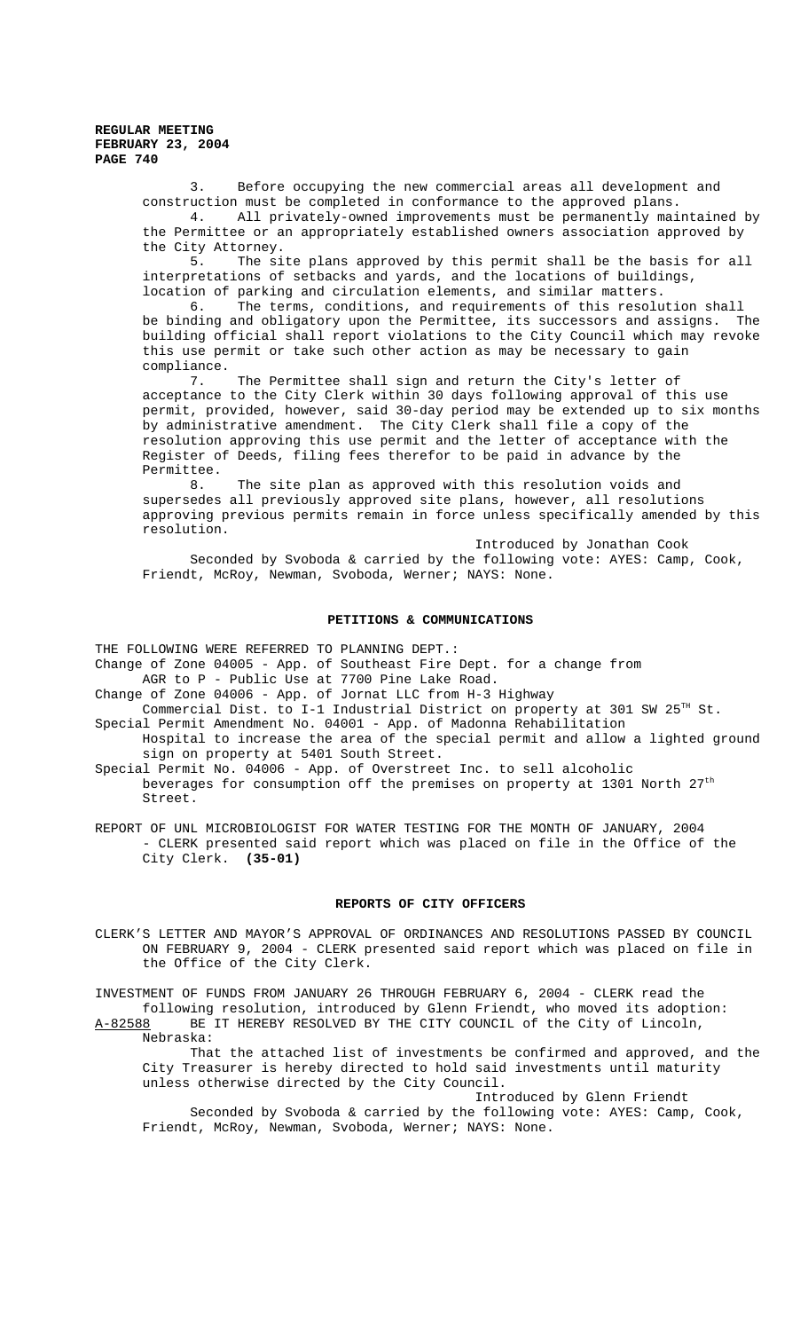3. Before occupying the new commercial areas all development and construction must be completed in conformance to the approved plans.

4. All privately-owned improvements must be permanently maintained by the Permittee or an appropriately established owners association approved by the City Attorney.

5. The site plans approved by this permit shall be the basis for all interpretations of setbacks and yards, and the locations of buildings, location of parking and circulation elements, and similar matters.

6. The terms, conditions, and requirements of this resolution shall be binding and obligatory upon the Permittee, its successors and assigns. The building official shall report violations to the City Council which may revoke this use permit or take such other action as may be necessary to gain compliance.

7. The Permittee shall sign and return the City's letter of acceptance to the City Clerk within 30 days following approval of this use permit, provided, however, said 30-day period may be extended up to six months by administrative amendment. The City Clerk shall file a copy of the resolution approving this use permit and the letter of acceptance with the Register of Deeds, filing fees therefor to be paid in advance by the Permittee.

8. The site plan as approved with this resolution voids and supersedes all previously approved site plans, however, all resolutions approving previous permits remain in force unless specifically amended by this resolution.

Introduced by Jonathan Cook

Seconded by Svoboda & carried by the following vote: AYES: Camp, Cook, Friendt, McRoy, Newman, Svoboda, Werner; NAYS: None.

## PETITIONS & COMMUNICATIONS

THE FOLLOWING WERE REFERRED TO PLANNING DEPT.:

Change of Zone 04005 - App. of Southeast Fire Dept. for a change from AGR to P - Public Use at 7700 Pine Lake Road.

Change of Zone 04006 - App. of Jornat LLC from H-3 Highway Commercial Dist. to I-1 Industrial District on property at 301 SW 25th St.

Special Permit Amendment No. 04001 - App. of Madonna Rehabilitation Hospital to increase the area of the special permit and allow a lighted ground sign on property at 5401 South Street.

Special Permit No. 04006 - App. of Overstreet Inc. to sell alcoholic beverages for consumption off the premises on property at 1301 North 27th Street.

REPORT OF UNL MICROBIOLOGIST FOR WATER TESTING FOR THE MONTH OF JANUARY, 2004 - CLERK presented said report which was placed on file in the Office of the City Clerk. **(35-01)**

## REPORTS OF CITY OFFICERS

CLERK'S LETTER AND MAYOR'S APPROVAL OF ORDINANCES AND RESOLUTIONS PASSED BY COUNCIL ON FEBRUARY 9, 2004 - CLERK presented said report which was placed on file in the Office of the City Clerk.

INVESTMENT OF FUNDS FROM JANUARY 26 THROUGH FEBRUARY 6, 2004 - CLERK read the following resolution, introduced by Glenn Friendt, who moved its adoption:

A-82588 BE IT HEREBY RESOLVED BY THE CITY COUNCIL of the City of Lincoln, Nebraska:

That the attached list of investments be confirmed and approved, and the City Treasurer is hereby directed to hold said investments until maturity unless otherwise directed by the City Council.

Introduced by Glenn Friendt

Seconded by Svoboda & carried by the following vote: AYES: Camp, Cook, Friendt, McRoy, Newman, Svoboda, Werner; NAYS: None.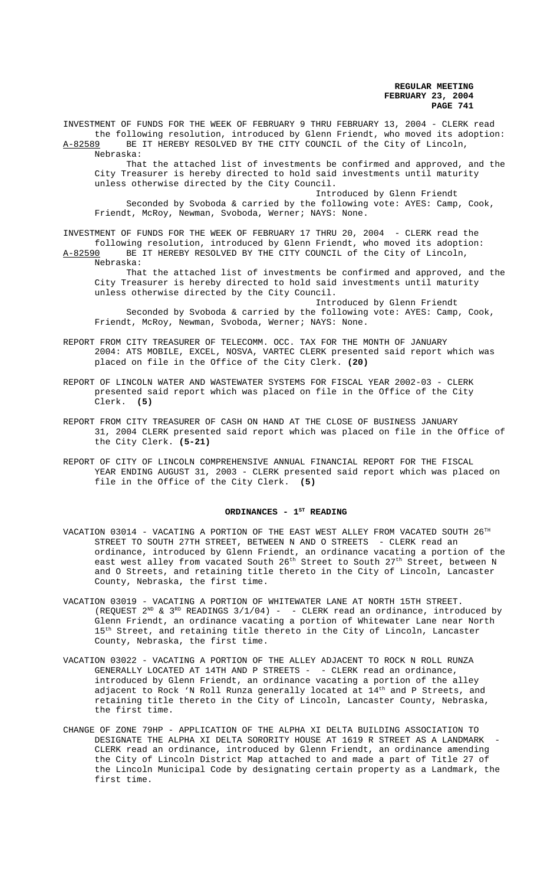INVESTMENT OF FUNDS FOR THE WEEK OF FEBRUARY 9 THRU FEBRUARY 13, 2004 - CLERK read the following resolution, introduced by Glenn Friendt, who moved its adoption:

A-82589 BE IT HEREBY RESOLVED BY THE CITY COUNCIL of the City of Lincoln, Nebraska:

That the attached list of investments be confirmed and approved, and the City Treasurer is hereby directed to hold said investments until maturity unless otherwise directed by the City Council.

Introduced by Glenn Friendt

Seconded by Svoboda & carried by the following vote: AYES: Camp, Cook, Friendt, McRoy, Newman, Svoboda, Werner; NAYS: None.

INVESTMENT OF FUNDS FOR THE WEEK OF FEBRUARY 17 THRU 20, 2004 - CLERK read the following resolution, introduced by Glenn Friendt, who moved its adoption:

A-82590 BE IT HEREBY RESOLVED BY THE CITY COUNCIL of the City of Lincoln, Nebraska:

That the attached list of investments be confirmed and approved, and the City Treasurer is hereby directed to hold said investments until maturity unless otherwise directed by the City Council.

Introduced by Glenn Friendt

Seconded by Svoboda & carried by the following vote: AYES: Camp, Cook, Friendt, McRoy, Newman, Svoboda, Werner; NAYS: None.

REPORT FROM CITY TREASURER OF TELECOMM. OCC. TAX FOR THE MONTH OF JANUARY 2004: ATS MOBILE, EXCEL, NOSVA, VARTEC CLERK presented said report which was placed on file in the Office of the City Clerk. **(20)**

REPORT OF LINCOLN WATER AND WASTEWATER SYSTEMS FOR FISCAL YEAR 2002-03 - CLERK presented said report which was placed on file in the Office of the City Clerk. **(5)**

REPORT FROM CITY TREASURER OF CASH ON HAND AT THE CLOSE OF BUSINESS JANUARY 31, 2004 CLERK presented said report which was placed on file in the Office of the City Clerk. **(5-21)**

REPORT OF CITY OF LINCOLN COMPREHENSIVE ANNUAL FINANCIAL REPORT FOR THE FISCAL YEAR ENDING AUGUST 31, 2003 - CLERK presented said report which was placed on file in the Office of the City Clerk. **(5)**

## ORDINANCES - 1ST READING

VACATION 03014 - VACATING A PORTION OF THE EAST WEST ALLEY FROM VACATED SOUTH 26TH STREET TO SOUTH 27TH STREET, BETWEEN N AND O STREETS - CLERK read an ordinance, introduced by Glenn Friendt, an ordinance vacating a portion of the east west alley from vacated South 26th Street to South 27th Street, between N and O Streets, and retaining title thereto in the City of Lincoln, Lancaster County, Nebraska, the first time.

VACATION 03019 - VACATING A PORTION OF WHITEWATER LANE AT NORTH 15TH STREET. (REQUEST 2ND & 3RD READINGS 3/1/04) - - CLERK read an ordinance, introduced by Glenn Friendt, an ordinance vacating a portion of Whitewater Lane near North 15th Street, and retaining title thereto in the City of Lincoln, Lancaster County, Nebraska, the first time.

VACATION 03022 - VACATING A PORTION OF THE ALLEY ADJACENT TO ROCK N ROLL RUNZA GENERALLY LOCATED AT 14TH AND P STREETS - - CLERK read an ordinance, introduced by Glenn Friendt, an ordinance vacating a portion of the alley adjacent to Rock 'N Roll Runza generally located at 14th and P Streets, and retaining title thereto in the City of Lincoln, Lancaster County, Nebraska, the first time.

CHANGE OF ZONE 79HP - APPLICATION OF THE ALPHA XI DELTA BUILDING ASSOCIATION TO DESIGNATE THE ALPHA XI DELTA SORORITY HOUSE AT 1619 R STREET AS A LANDMARK - CLERK read an ordinance, introduced by Glenn Friendt, an ordinance amending the City of Lincoln District Map attached to and made a part of Title 27 of the Lincoln Municipal Code by designating certain property as a Landmark, the first time.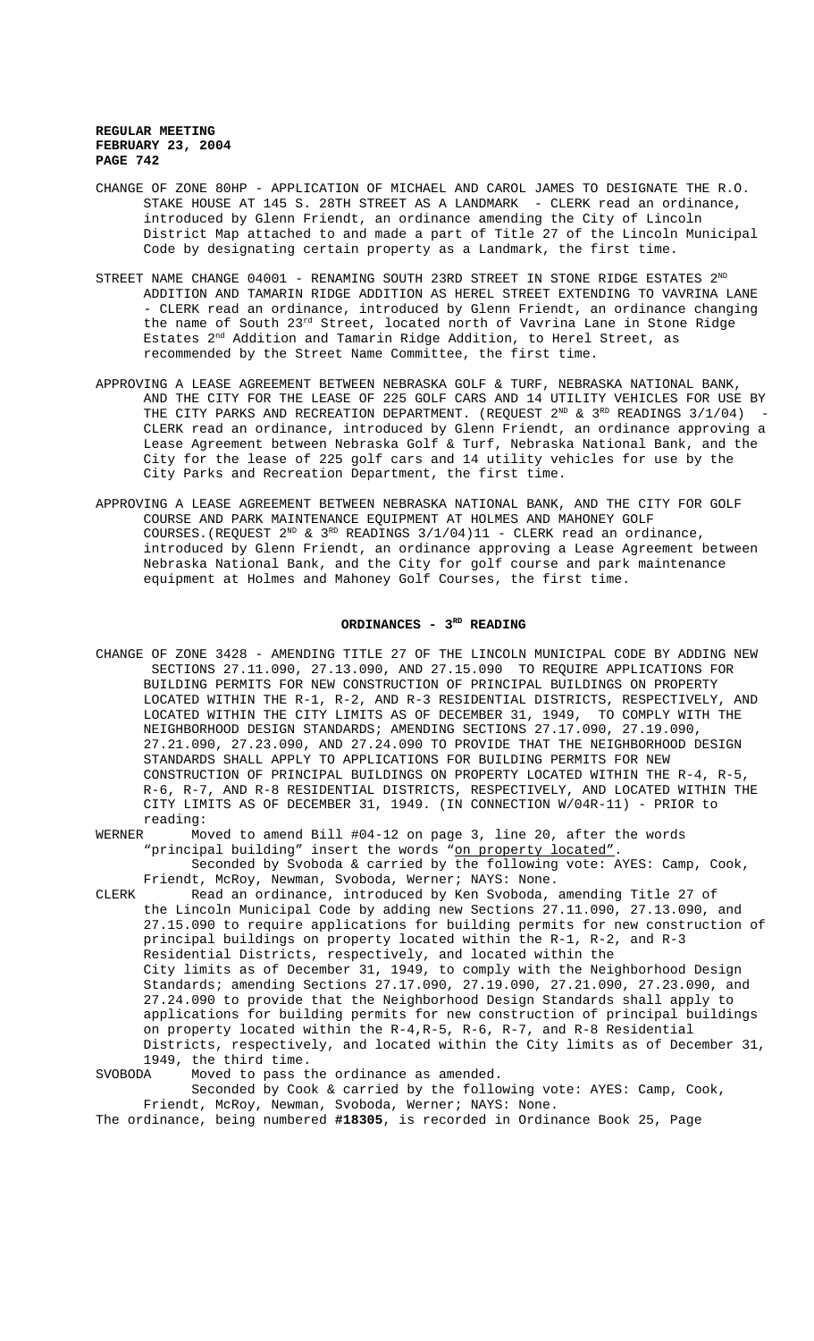CHANGE OF ZONE 80HP - APPLICATION OF MICHAEL AND CAROL JAMES TO DESIGNATE THE R.O. STAKE HOUSE AT 145 S. 28TH STREET AS A LANDMARK - CLERK read an ordinance, introduced by Glenn Friendt, an ordinance amending the City of Lincoln District Map attached to and made a part of Title 27 of the Lincoln Municipal Code by designating certain property as a Landmark, the first time.

STREET NAME CHANGE 04001 - RENAMING SOUTH 23RD STREET IN STONE RIDGE ESTATES 2ND ADDITION AND TAMARIN RIDGE ADDITION AS HEREL STREET EXTENDING TO VAVRINA LANE - CLERK read an ordinance, introduced by Glenn Friendt, an ordinance changing the name of South 23rd Street, located north of Vavrina Lane in Stone Ridge Estates 2nd Addition and Tamarin Ridge Addition, to Herel Street, as recommended by the Street Name Committee, the first time.

APPROVING A LEASE AGREEMENT BETWEEN NEBRASKA GOLF & TURF, NEBRASKA NATIONAL BANK, AND THE CITY FOR THE LEASE OF 225 GOLF CARS AND 14 UTILITY VEHICLES FOR USE BY THE CITY PARKS AND RECREATION DEPARTMENT. (REQUEST 2ND & 3RD READINGS 3/1/04) - CLERK read an ordinance, introduced by Glenn Friendt, an ordinance approving a Lease Agreement between Nebraska Golf & Turf, Nebraska National Bank, and the City for the lease of 225 golf cars and 14 utility vehicles for use by the City Parks and Recreation Department, the first time.

APPROVING A LEASE AGREEMENT BETWEEN NEBRASKA NATIONAL BANK, AND THE CITY FOR GOLF COURSE AND PARK MAINTENANCE EQUIPMENT AT HOLMES AND MAHONEY GOLF COURSES.(REQUEST 2ND & 3RD READINGS 3/1/04)11 - CLERK read an ordinance, introduced by Glenn Friendt, an ordinance approving a Lease Agreement between Nebraska National Bank, and the City for golf course and park maintenance equipment at Holmes and Mahoney Golf Courses, the first time.

## ORDINANCES - 3RD READING

CHANGE OF ZONE 3428 - AMENDING TITLE 27 OF THE LINCOLN MUNICIPAL CODE BY ADDING NEW SECTIONS 27.11.090, 27.13.090, AND 27.15.090 TO REQUIRE APPLICATIONS FOR BUILDING PERMITS FOR NEW CONSTRUCTION OF PRINCIPAL BUILDINGS ON PROPERTY LOCATED WITHIN THE R-1, R-2, AND R-3 RESIDENTIAL DISTRICTS, RESPECTIVELY, AND LOCATED WITHIN THE CITY LIMITS AS OF DECEMBER 31, 1949, TO COMPLY WITH THE NEIGHBORHOOD DESIGN STANDARDS; AMENDING SECTIONS 27.17.090, 27.19.090, 27.21.090, 27.23.090, AND 27.24.090 TO PROVIDE THAT THE NEIGHBORHOOD DESIGN STANDARDS SHALL APPLY TO APPLICATIONS FOR BUILDING PERMITS FOR NEW CONSTRUCTION OF PRINCIPAL BUILDINGS ON PROPERTY LOCATED WITHIN THE R-4, R-5, R-6, R-7, AND R-8 RESIDENTIAL DISTRICTS, RESPECTIVELY, AND LOCATED WITHIN THE CITY LIMITS AS OF DECEMBER 31, 1949. (IN CONNECTION W/04R-11) - PRIOR to reading:

WERNER Moved to amend Bill #04-12 on page 3, line 20, after the words "principal building" insert the words "on property located".
Seconded by Svoboda & carried by the following vote: AYES: Camp, Cook, Friendt, McRoy, Newman, Svoboda, Werner; NAYS: None.

CLERK Read an ordinance, introduced by Ken Svoboda, amending Title 27 of the Lincoln Municipal Code by adding new Sections 27.11.090, 27.13.090, and 27.15.090 to require applications for building permits for new construction of principal buildings on property located within the R-1, R-2, and R-3 Residential Districts, respectively, and located within the City limits as of December 31, 1949, to comply with the Neighborhood Design Standards; amending Sections 27.17.090, 27.19.090, 27.21.090, 27.23.090, and 27.24.090 to provide that the Neighborhood Design Standards shall apply to applications for building permits for new construction of principal buildings on property located within the R-4,R-5, R-6, R-7, and R-8 Residential Districts, respectively, and located within the City limits as of December 31, 1949, the third time.

SVOBODA Moved to pass the ordinance as amended.
Seconded by Cook & carried by the following vote: AYES: Camp, Cook, Friendt, McRoy, Newman, Svoboda, Werner; NAYS: None.

The ordinance, being numbered **#18305**, is recorded in Ordinance Book 25, Page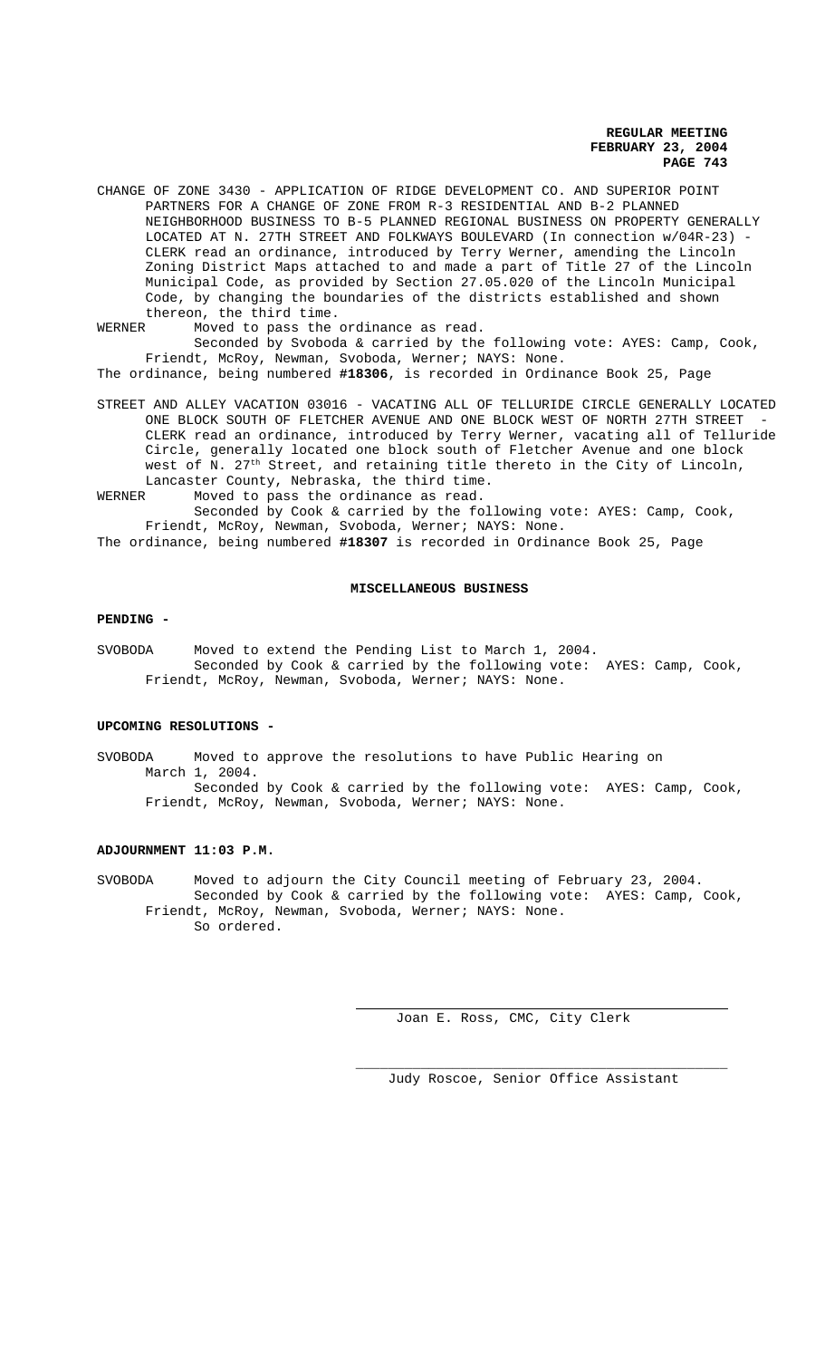CHANGE OF ZONE 3430 - APPLICATION OF RIDGE DEVELOPMENT CO. AND SUPERIOR POINT PARTNERS FOR A CHANGE OF ZONE FROM R-3 RESIDENTIAL AND B-2 PLANNED NEIGHBORHOOD BUSINESS TO B-5 PLANNED REGIONAL BUSINESS ON PROPERTY GENERALLY LOCATED AT N. 27TH STREET AND FOLKWAYS BOULEVARD (In connection w/04R-23) - CLERK read an ordinance, introduced by Terry Werner, amending the Lincoln Zoning District Maps attached to and made a part of Title 27 of the Lincoln Municipal Code, as provided by Section 27.05.020 of the Lincoln Municipal Code, by changing the boundaries of the districts established and shown thereon, the third time.

WERNER Moved to pass the ordinance as read.
Seconded by Svoboda & carried by the following vote: AYES: Camp, Cook, Friendt, McRoy, Newman, Svoboda, Werner; NAYS: None.

The ordinance, being numbered **#18306**, is recorded in Ordinance Book 25, Page

STREET AND ALLEY VACATION 03016 - VACATING ALL OF TELLURIDE CIRCLE GENERALLY LOCATED ONE BLOCK SOUTH OF FLETCHER AVENUE AND ONE BLOCK WEST OF NORTH 27TH STREET - CLERK read an ordinance, introduced by Terry Werner, vacating all of Telluride Circle, generally located one block south of Fletcher Avenue and one block west of N. 27th Street, and retaining title thereto in the City of Lincoln, Lancaster County, Nebraska, the third time.

WERNER Moved to pass the ordinance as read.
Seconded by Cook & carried by the following vote: AYES: Camp, Cook, Friendt, McRoy, Newman, Svoboda, Werner; NAYS: None.

The ordinance, being numbered **#18307** is recorded in Ordinance Book 25, Page

## MISCELLANEOUS BUSINESS

**PENDING -**

SVOBODA Moved to extend the Pending List to March 1, 2004.
Seconded by Cook & carried by the following vote: AYES: Camp, Cook, Friendt, McRoy, Newman, Svoboda, Werner; NAYS: None.

**UPCOMING RESOLUTIONS -**

SVOBODA Moved to approve the resolutions to have Public Hearing on March 1, 2004.
Seconded by Cook & carried by the following vote: AYES: Camp, Cook, Friendt, McRoy, Newman, Svoboda, Werner; NAYS: None.

**ADJOURNMENT 11:03 P.M.**

SVOBODA Moved to adjourn the City Council meeting of February 23, 2004.
Seconded by Cook & carried by the following vote: AYES: Camp, Cook, Friendt, McRoy, Newman, Svoboda, Werner; NAYS: None.
So ordered.

Joan E. Ross, CMC, City Clerk

Judy Roscoe, Senior Office Assistant